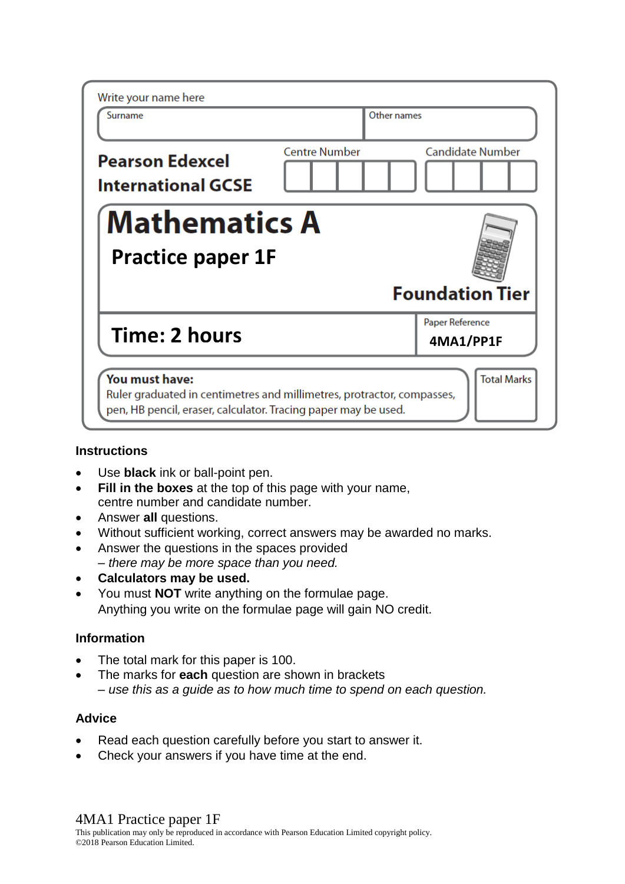Write your name here

| Surname | Other names |
|---|---|
| | |

**Pearson Edexcel International GCSE**

| Centre Number | Candidate Number |
|---|---|
| | |

# Mathematics A

## Practice paper 1F

**Foundation Tier**

| **Time: 2 hours** | Paper Reference **4MA1/PP1F** |
|---|---|

| **You must have:** Ruler graduated in centimetres and millimetres, protractor, compasses, pen, HB pencil, eraser, calculator. Tracing paper may be used. | Total Marks |
|---|---|

### Instructions

- Use **black** ink or ball-point pen.
- **Fill in the boxes** at the top of this page with your name, centre number and candidate number.
- Answer **all** questions.
- Without sufficient working, correct answers may be awarded no marks.
- Answer the questions in the spaces provided – *there may be more space than you need.*
- **Calculators may be used.**
- You must **NOT** write anything on the formulae page. Anything you write on the formulae page will gain NO credit.

### Information

- The total mark for this paper is 100.
- The marks for **each** question are shown in brackets – *use this as a guide as to how much time to spend on each question.*

### Advice

- Read each question carefully before you start to answer it.
- Check your answers if you have time at the end.

4MA1 Practice paper 1F

This publication may only be reproduced in accordance with Pearson Education Limited copyright policy.
©2018 Pearson Education Limited.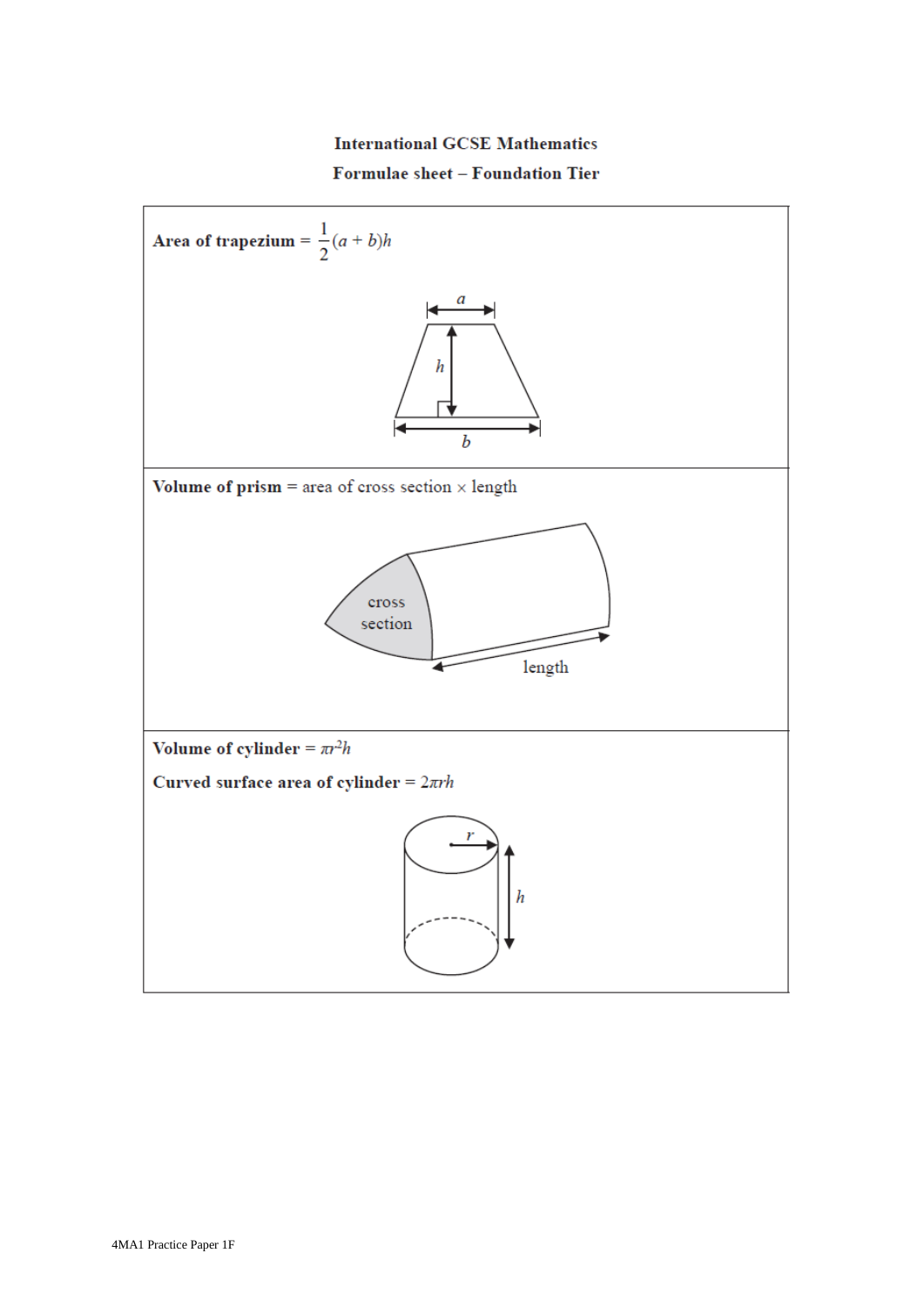# International GCSE Mathematics

## Formulae sheet – Foundation Tier

**Area of trapezium** = $\frac{1}{2}(a + b)h$

**Volume of prism** = area of cross section × length

**Volume of cylinder** = $\pi r^2 h$

**Curved surface area of cylinder** = $2\pi rh$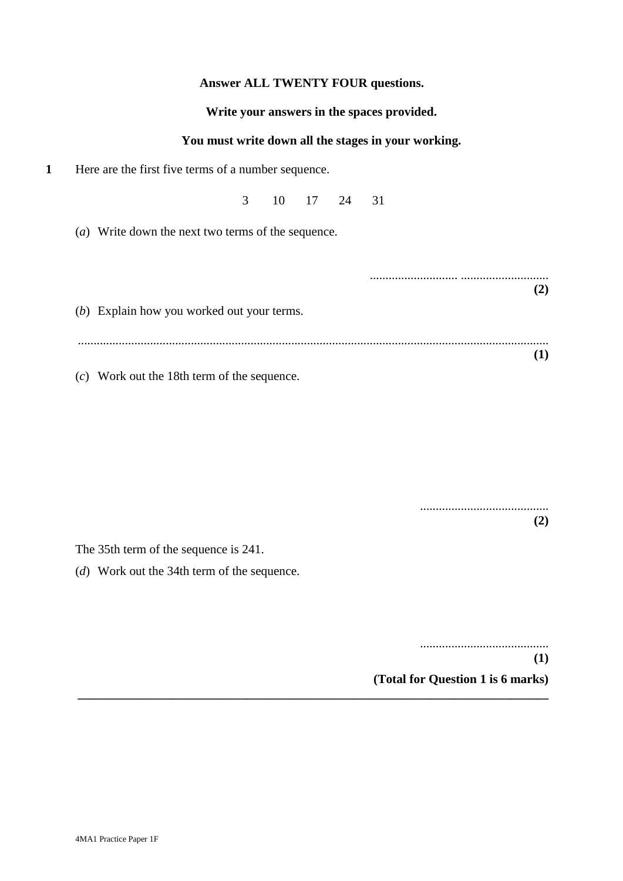**Answer ALL TWENTY FOUR questions.**

**Write your answers in the spaces provided.**

**You must write down all the stages in your working.**

**1** Here are the first five terms of a number sequence.

3 10 17 24 31

(*a*) Write down the next two terms of the sequence.

.......................... ..........................

**(2)**

(*b*) Explain how you worked out your terms.

..........................................................................................................................................

**(1)**

(*c*) Work out the 18th term of the sequence.

.........................................

**(2)**

The 35th term of the sequence is 241.

(*d*) Work out the 34th term of the sequence.

.........................................

**(1)**

**(Total for Question 1 is 6 marks)**

---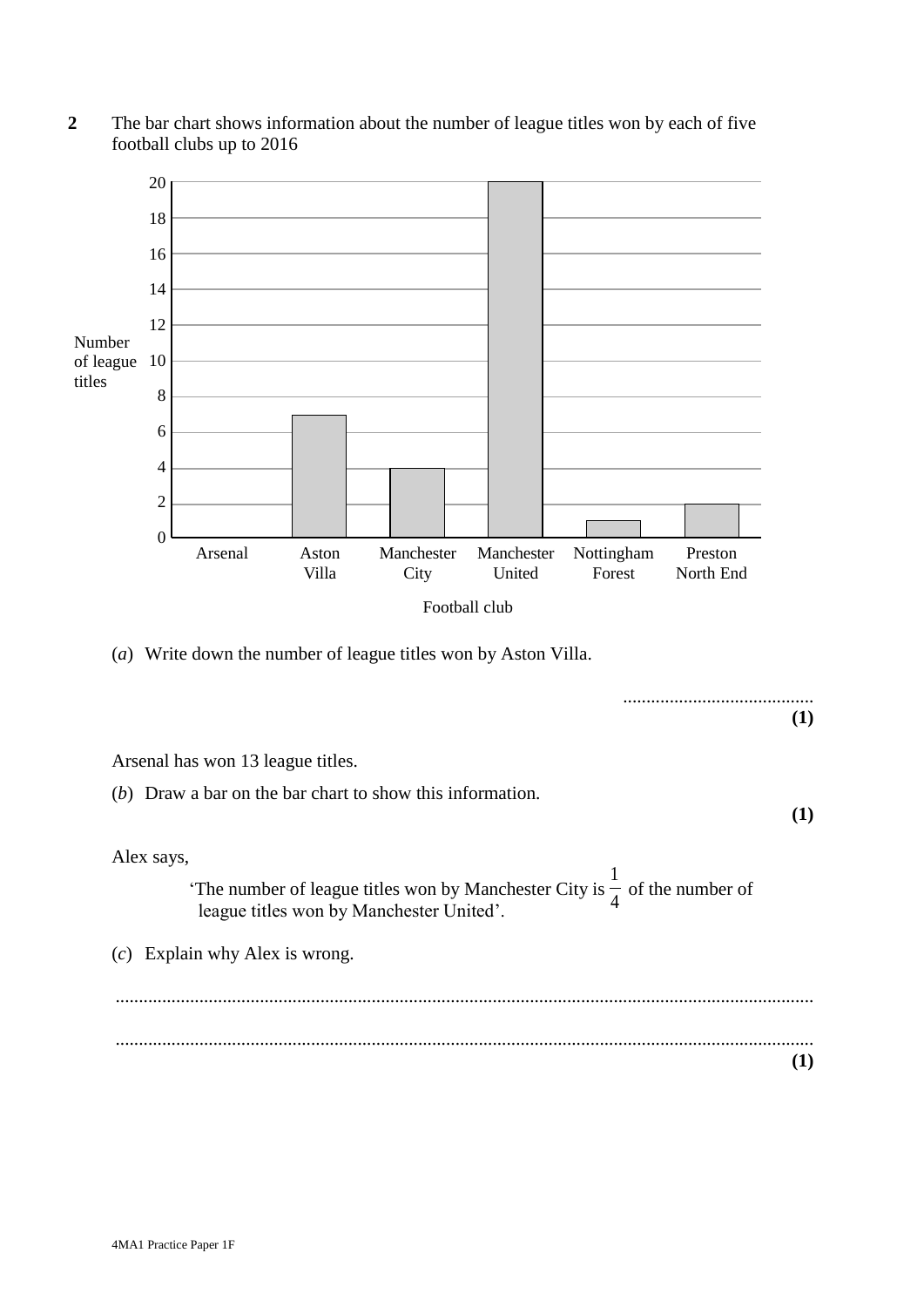**2** The bar chart shows information about the number of league titles won by each of five football clubs up to 2016

| Football club | Number of league titles |
|---|---|
| Arsenal | |
| Aston Villa | 7 |
| Manchester City | 4 |
| Manchester United | 20 |
| Nottingham Forest | 1 |
| Preston North End | 2 |

(*a*) Write down the number of league titles won by Aston Villa.

.........................................
**(1)**

Arsenal has won 13 league titles.

(*b*) Draw a bar on the bar chart to show this information.
**(1)**

Alex says,

'The number of league titles won by Manchester City is $\frac{1}{4}$ of the number of league titles won by Manchester United'.

(*c*) Explain why Alex is wrong.

.......................................................................................................................................

.......................................................................................................................................
**(1)**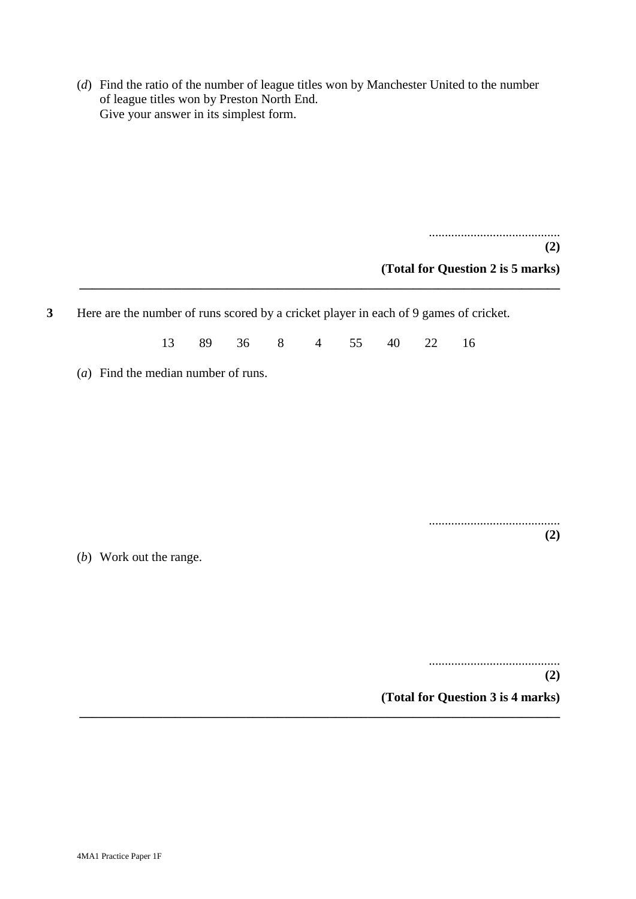(*d*) Find the ratio of the number of league titles won by Manchester United to the number of league titles won by Preston North End.
Give your answer in its simplest form.

..........................................
**(2)**

**(Total for Question 2 is 5 marks)**

---

**3** Here are the number of runs scored by a cricket player in each of 9 games of cricket.

13 89 36 8 4 55 40 22 16

(*a*) Find the median number of runs.

..........................................
**(2)**

(*b*) Work out the range.

..........................................
**(2)**

**(Total for Question 3 is 4 marks)**

---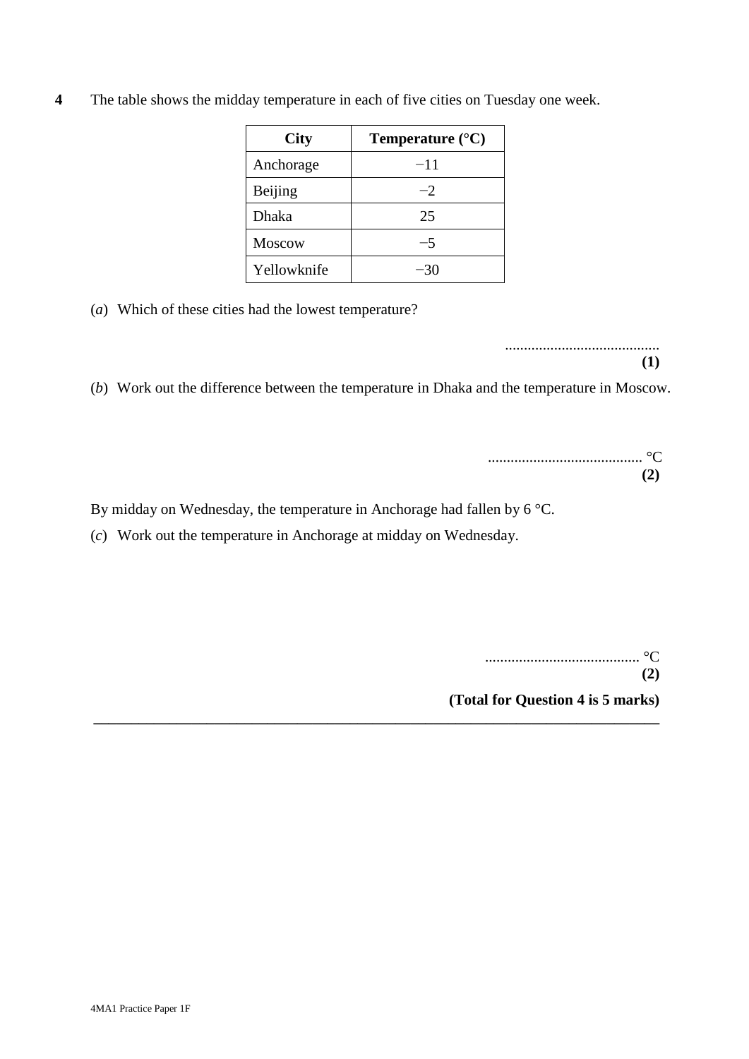**4** The table shows the midday temperature in each of five cities on Tuesday one week.

| City | Temperature (°C) |
|---|---|
| Anchorage | −11 |
| Beijing | −2 |
| Dhaka | 25 |
| Moscow | −5 |
| Yellowknife | −30 |

(*a*) Which of these cities had the lowest temperature?

.........................................
**(1)**

(*b*) Work out the difference between the temperature in Dhaka and the temperature in Moscow.

......................................... °C
**(2)**

By midday on Wednesday, the temperature in Anchorage had fallen by 6 °C.

(*c*) Work out the temperature in Anchorage at midday on Wednesday.

......................................... °C
**(2)**

**(Total for Question 4 is 5 marks)**

---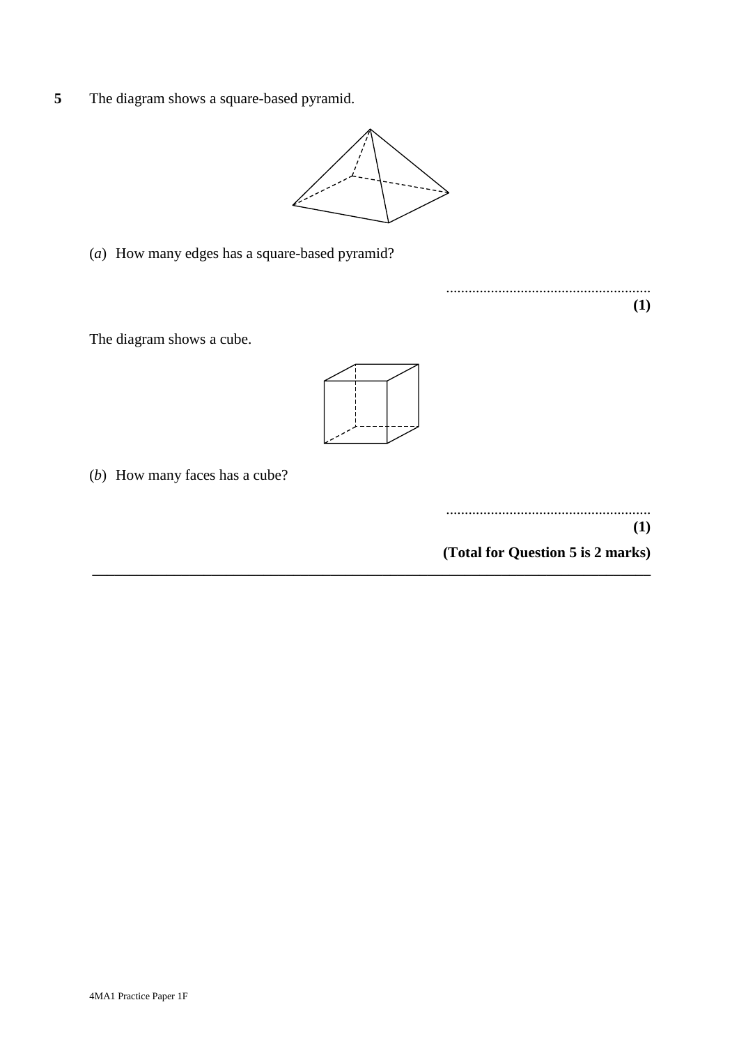**5** The diagram shows a square-based pyramid.

(*a*) How many edges has a square-based pyramid?

.......................................................
**(1)**

The diagram shows a cube.

(*b*) How many faces has a cube?

.......................................................
**(1)**

**(Total for Question 5 is 2 marks)**

---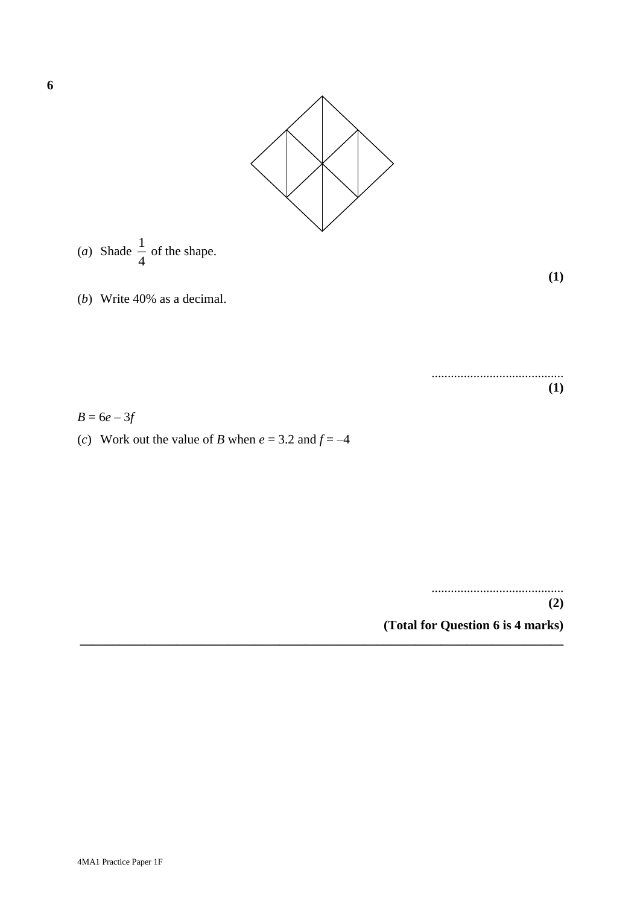**6**

(*a*) Shade $\frac{1}{4}$ of the shape.

**(1)**

(*b*) Write 40% as a decimal.

.........................................
**(1)**

$B = 6e - 3f$

(*c*) Work out the value of $B$ when $e = 3.2$ and $f = -4$

.........................................
**(2)**

**(Total for Question 6 is 4 marks)**

---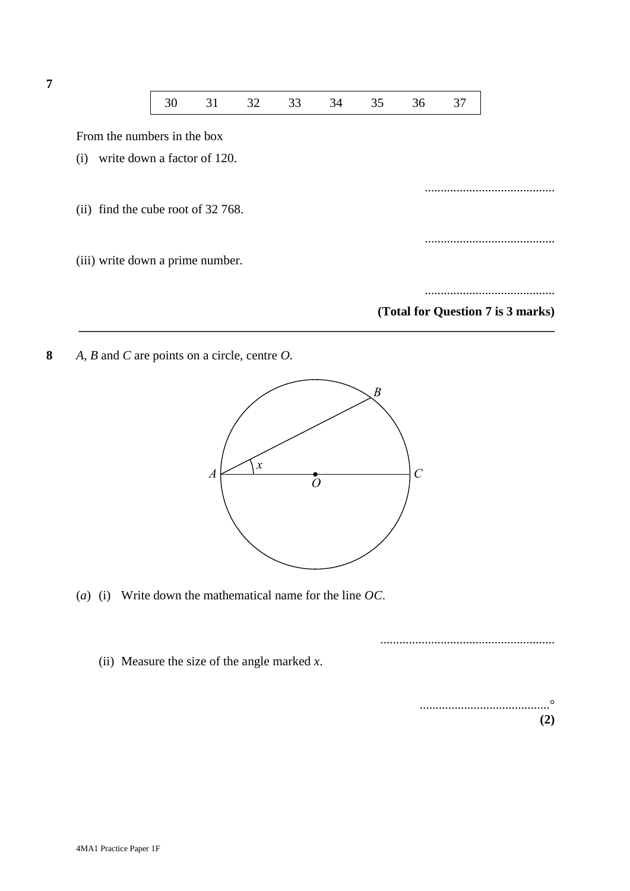**7**

| 30 | 31 | 32 | 33 | 34 | 35 | 36 | 37 |
|---|---|---|---|---|---|---|---|

From the numbers in the box

(i) write down a factor of 120.

..........................................

(ii) find the cube root of 32 768.

..........................................

(iii) write down a prime number.

..........................................

**(Total for Question 7 is 3 marks)**

---

**8** *A*, *B* and *C* are points on a circle, centre *O*.

(*a*) (i) Write down the mathematical name for the line *OC*.

.......................................................

(ii) Measure the size of the angle marked $x$.

..........................................°

**(2)**

4MA1 Practice Paper 1F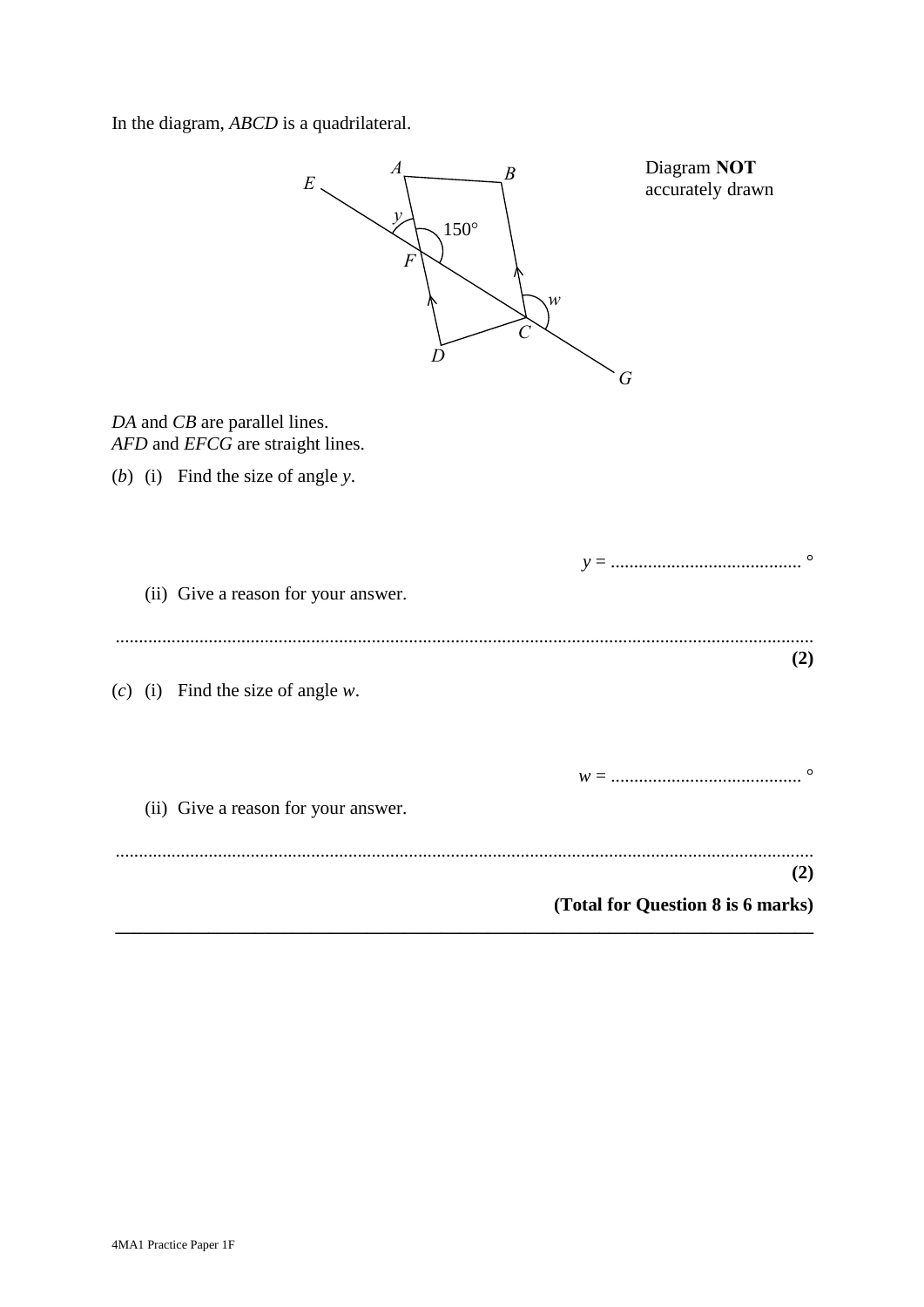In the diagram, *ABCD* is a quadrilateral.

Diagram **NOT** accurately drawn

*DA* and *CB* are parallel lines.
*AFD* and *EFCG* are straight lines.

(*b*) (i) Find the size of angle *y*.

$y$ = ......................................... °

(ii) Give a reason for your answer.

.......................................................................................................................................

**(2)**

(*c*) (i) Find the size of angle *w*.

$w$ = ......................................... °

(ii) Give a reason for your answer.

.......................................................................................................................................

**(2)**

**(Total for Question 8 is 6 marks)**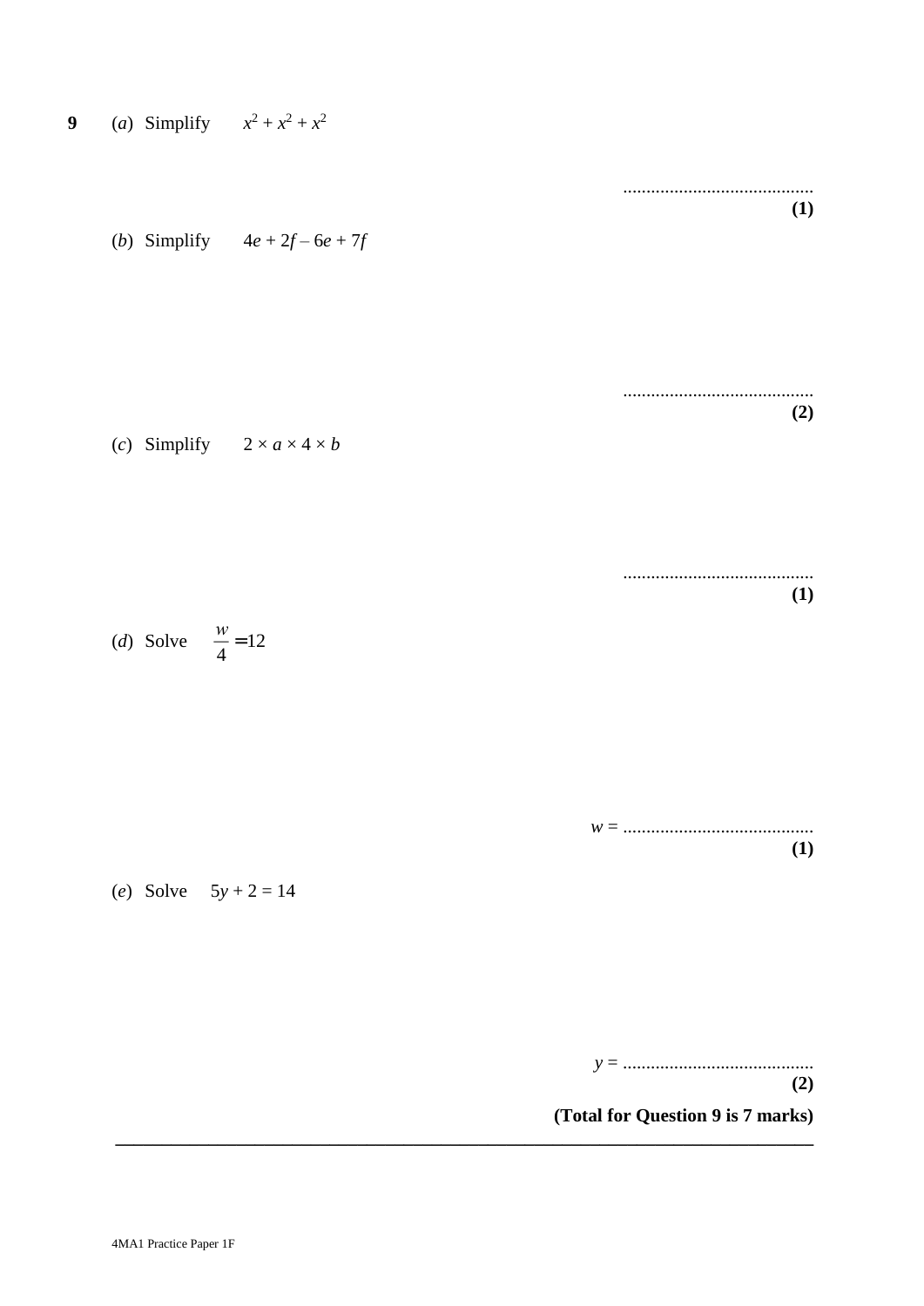**9** (*a*) Simplify $x^2 + x^2 + x^2$

..........................................
**(1)**

(*b*) Simplify $4e + 2f - 6e + 7f$

..........................................
**(2)**

(*c*) Simplify $2 \times a \times 4 \times b$

..........................................
**(1)**

(*d*) Solve $\frac{w}{4} = 12$

$w$ = ..........................................
**(1)**

(*e*) Solve $5y + 2 = 14$

$y$ = ..........................................
**(2)**

**(Total for Question 9 is 7 marks)**

---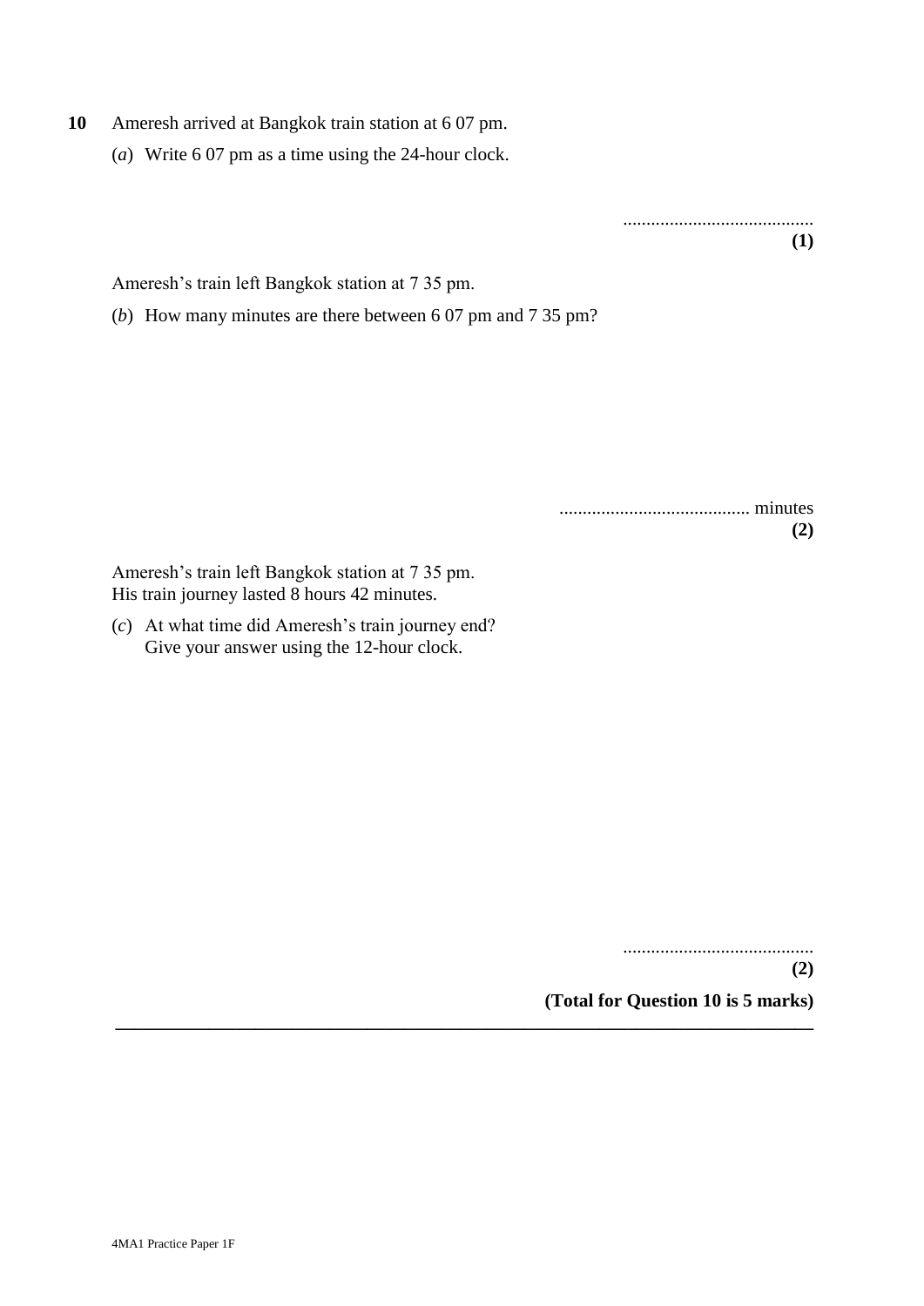**10** Ameresh arrived at Bangkok train station at 6 07 pm.

(*a*) Write 6 07 pm as a time using the 24-hour clock.

.........................................
**(1)**

Ameresh's train left Bangkok station at 7 35 pm.

(*b*) How many minutes are there between 6 07 pm and 7 35 pm?

......................................... minutes
**(2)**

Ameresh's train left Bangkok station at 7 35 pm.
His train journey lasted 8 hours 42 minutes.

(*c*) At what time did Ameresh's train journey end?
Give your answer using the 12-hour clock.

.........................................
**(2)**

**(Total for Question 10 is 5 marks)**

---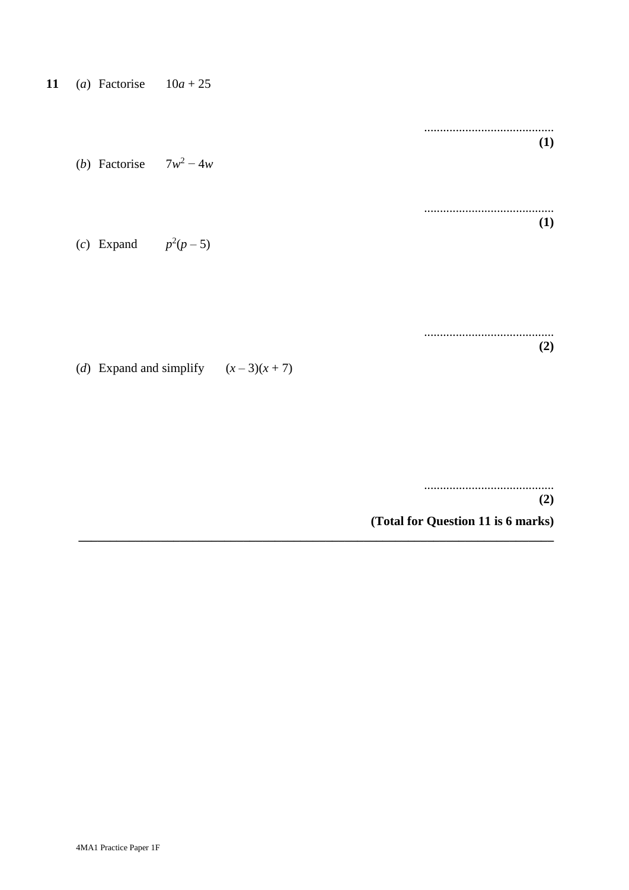**11** (*a*) Factorise $10a + 25$

.........................................
**(1)**

(*b*) Factorise $7w^2 - 4w$

.........................................
**(1)**

(*c*) Expand $p^2(p - 5)$

.........................................
**(2)**

(*d*) Expand and simplify $(x - 3)(x + 7)$

.........................................
**(2)**

**(Total for Question 11 is 6 marks)**

---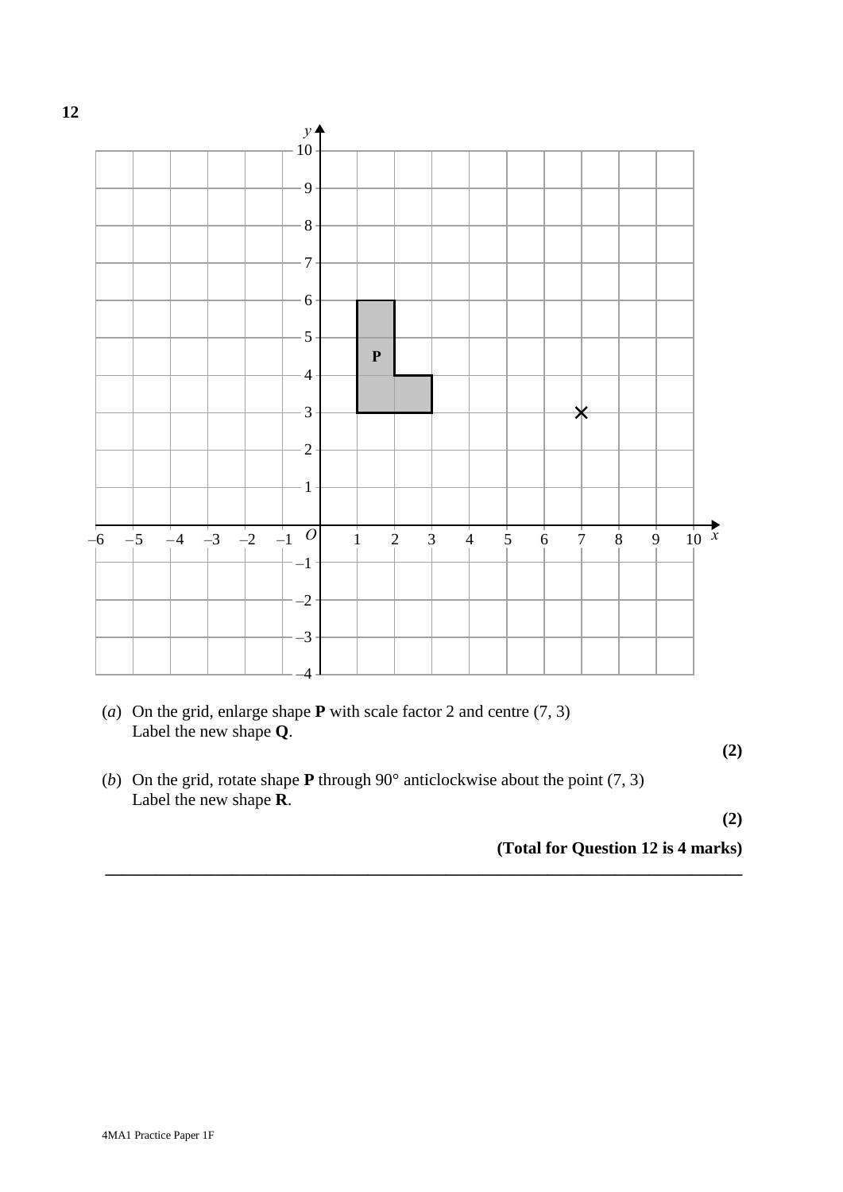**12**

(*a*) On the grid, enlarge shape **P** with scale factor 2 and centre (7, 3)
Label the new shape **Q**.

**(2)**

(*b*) On the grid, rotate shape **P** through 90° anticlockwise about the point (7, 3)
Label the new shape **R**.

**(2)**

**(Total for Question 12 is 4 marks)**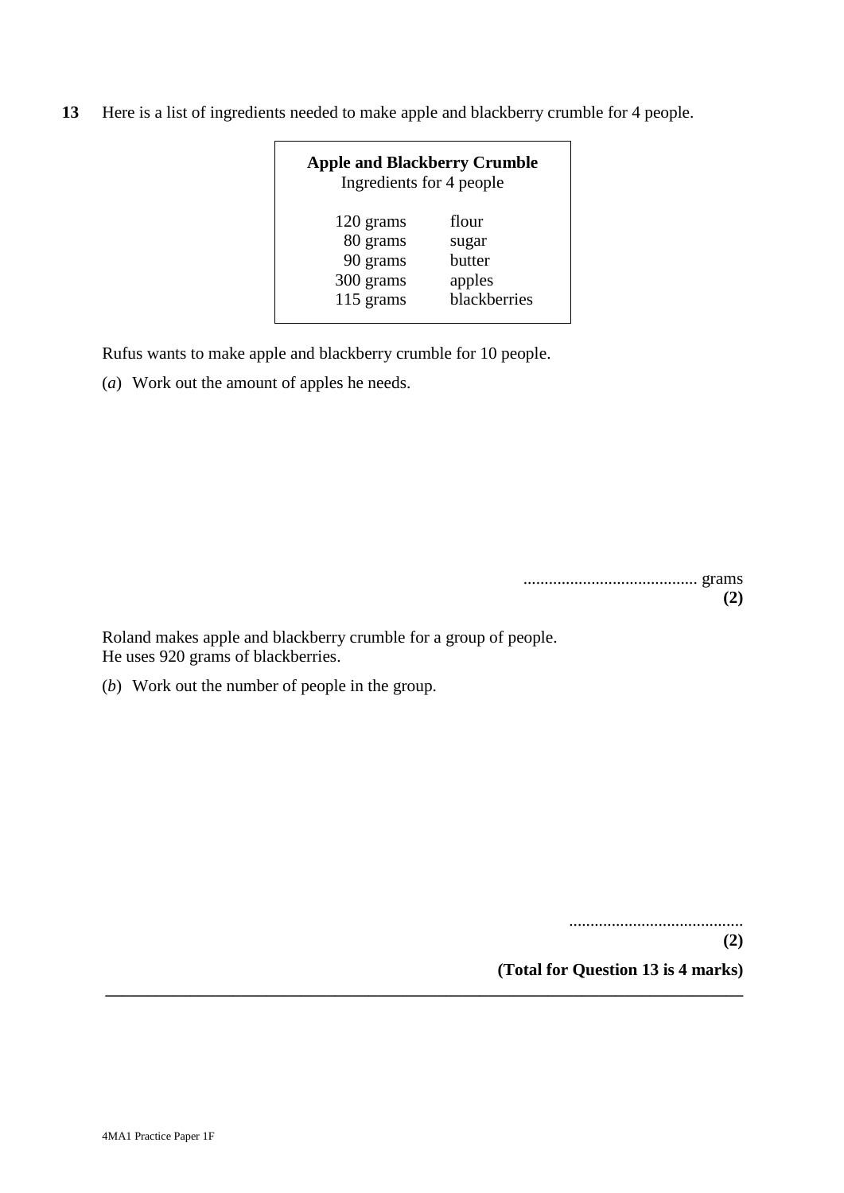**13** Here is a list of ingredients needed to make apple and blackberry crumble for 4 people.

| **Apple and Blackberry Crumble** | |
|---|---|
| Ingredients for 4 people | |
| 120 grams | flour |
| 80 grams | sugar |
| 90 grams | butter |
| 300 grams | apples |
| 115 grams | blackberries |

Rufus wants to make apple and blackberry crumble for 10 people.

(*a*) Work out the amount of apples he needs.

.......................................... grams
**(2)**

Roland makes apple and blackberry crumble for a group of people.
He uses 920 grams of blackberries.

(*b*) Work out the number of people in the group.

..........................................
**(2)**

**(Total for Question 13 is 4 marks)**

---

4MA1 Practice Paper 1F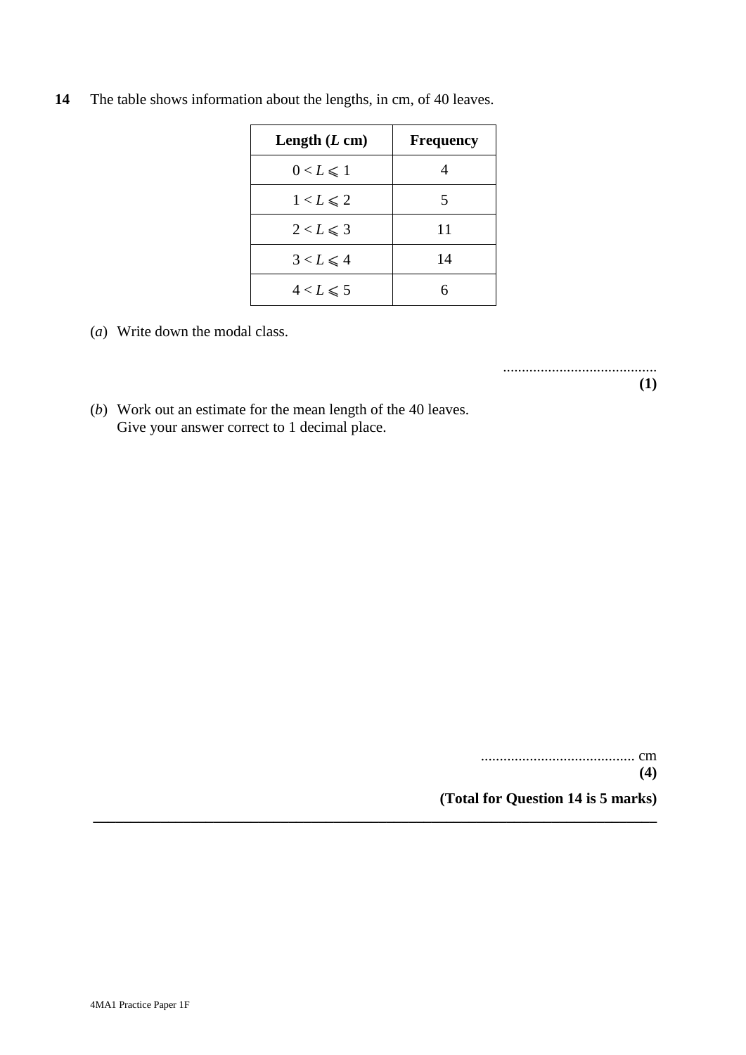**14** The table shows information about the lengths, in cm, of 40 leaves.

| Length ($L$ cm) | Frequency |
|---|---|
| $0 < L \leqslant 1$ | 4 |
| $1 < L \leqslant 2$ | 5 |
| $2 < L \leqslant 3$ | 11 |
| $3 < L \leqslant 4$ | 14 |
| $4 < L \leqslant 5$ | 6 |

(*a*) Write down the modal class.

.........................................
**(1)**

(*b*) Work out an estimate for the mean length of the 40 leaves.
Give your answer correct to 1 decimal place.

......................................... cm
**(4)**

**(Total for Question 14 is 5 marks)**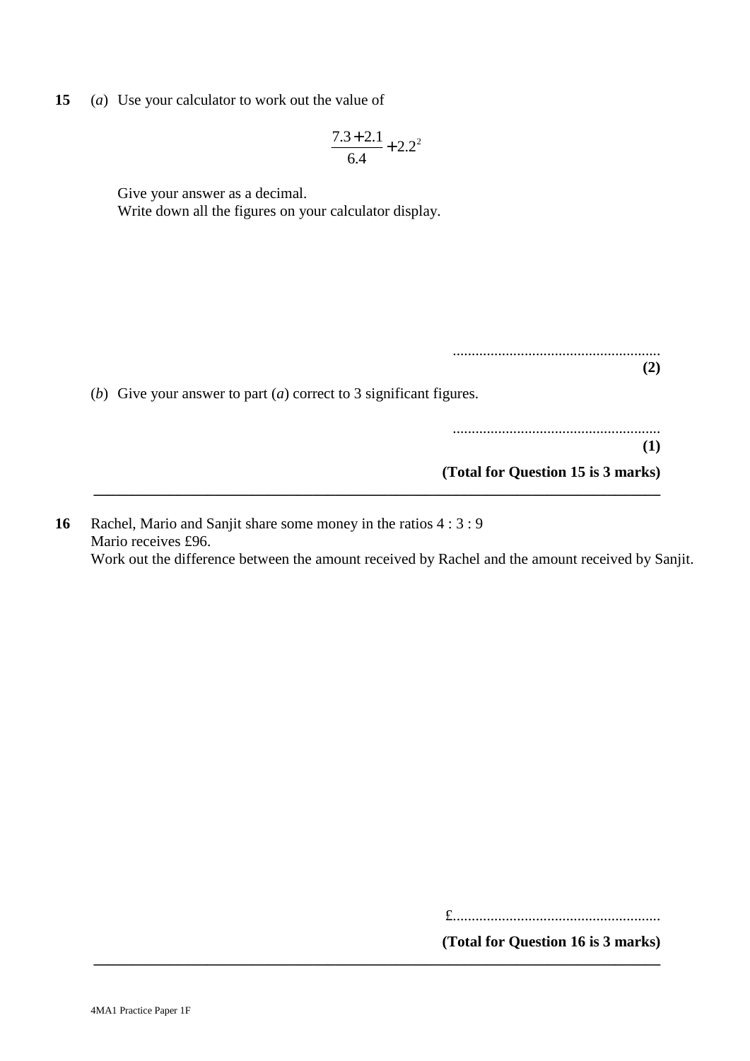**15** (*a*) Use your calculator to work out the value of

$$\frac{7.3+2.1}{6.4}+2.2^2$$

Give your answer as a decimal.
Write down all the figures on your calculator display.

.......................................................
**(2)**

(*b*) Give your answer to part (*a*) correct to 3 significant figures.

.......................................................
**(1)**

**(Total for Question 15 is 3 marks)**

---

**16** Rachel, Mario and Sanjit share some money in the ratios 4 : 3 : 9
Mario receives £96.
Work out the difference between the amount received by Rachel and the amount received by Sanjit.

£.......................................................

**(Total for Question 16 is 3 marks)**

---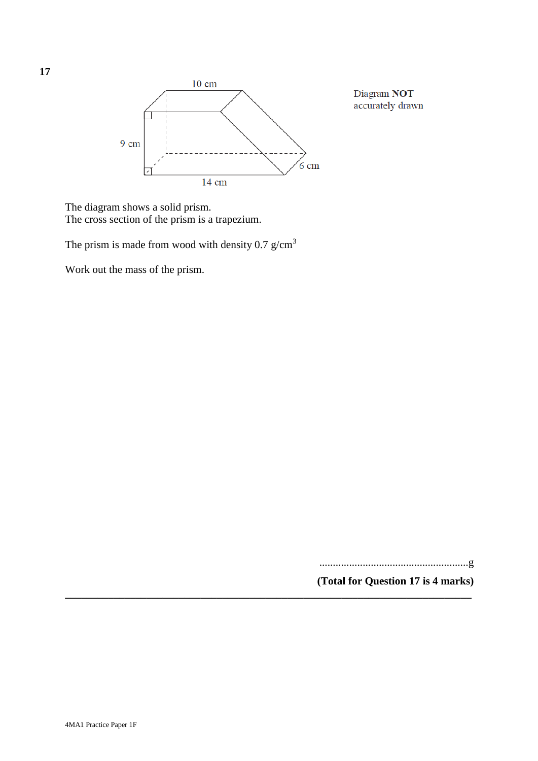**17**

10 cm

9 cm

6 cm

14 cm

Diagram **NOT** accurately drawn

The diagram shows a solid prism.
The cross section of the prism is a trapezium.

The prism is made from wood with density 0.7 g/cm$^3$

Work out the mass of the prism.

.......................................................g

**(Total for Question 17 is 4 marks)**

---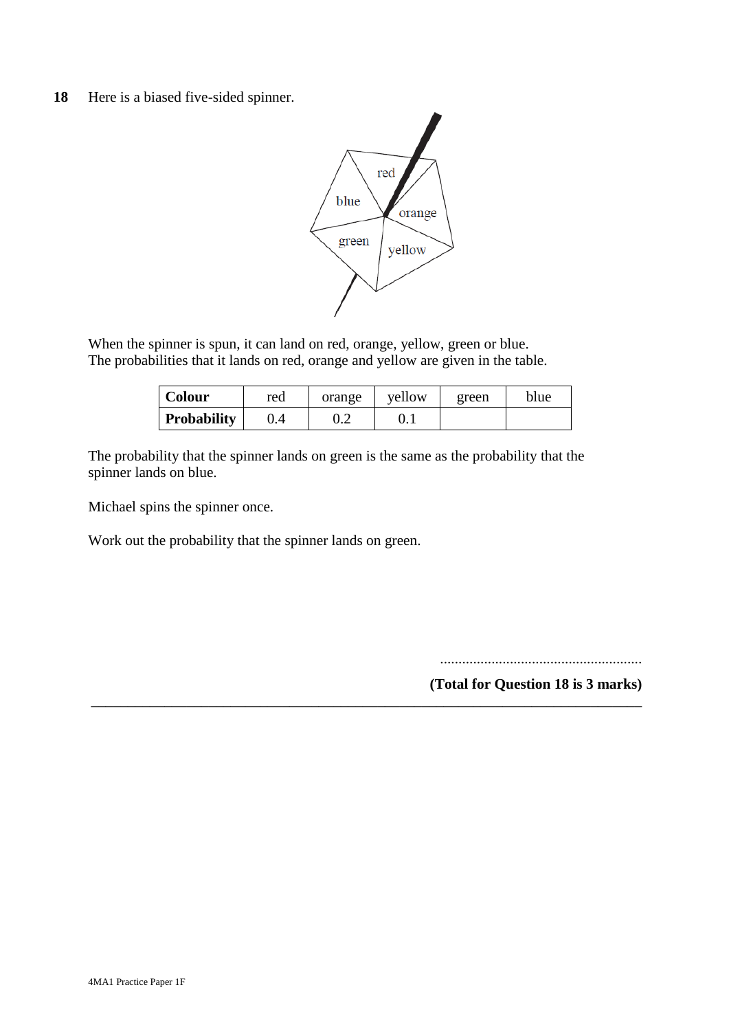**18** Here is a biased five-sided spinner.

When the spinner is spun, it can land on red, orange, yellow, green or blue.
The probabilities that it lands on red, orange and yellow are given in the table.

| **Colour** | red | orange | yellow | green | blue |
|---|---|---|---|---|---|
| **Probability** | 0.4 | 0.2 | 0.1 | | |

The probability that the spinner lands on green is the same as the probability that the spinner lands on blue.

Michael spins the spinner once.

Work out the probability that the spinner lands on green.

.......................................................

**(Total for Question 18 is 3 marks)**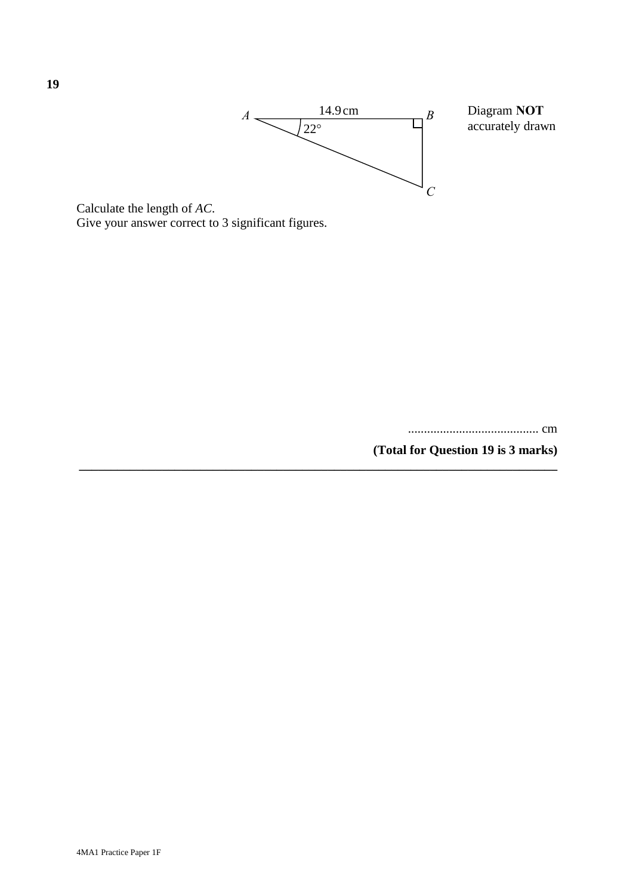**19**

Diagram **NOT** accurately drawn

A, B, C; AB = 14.9 cm; angle A = 22°; right angle at B

Calculate the length of *AC*.
Give your answer correct to 3 significant figures.

........................................ cm

**(Total for Question 19 is 3 marks)**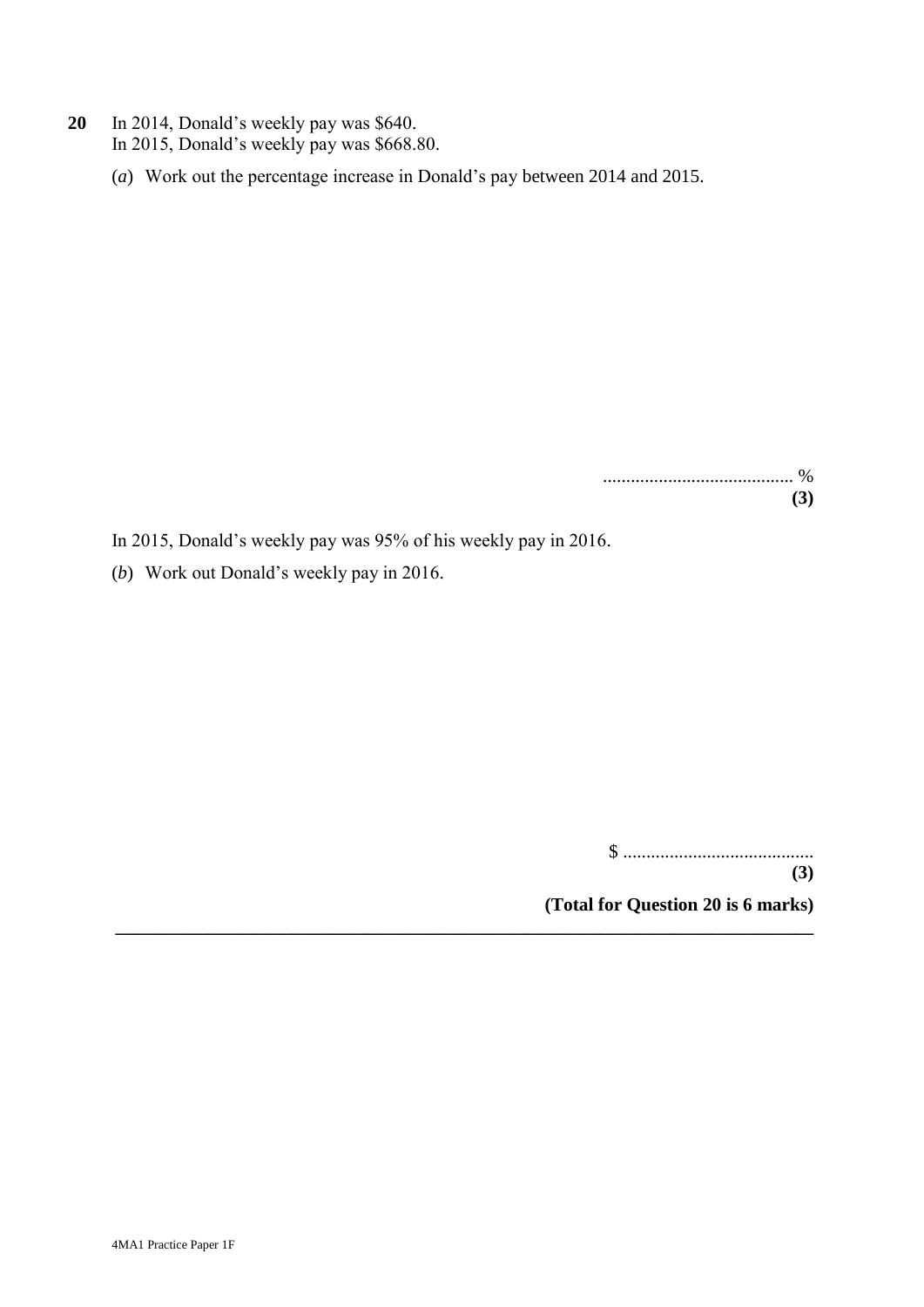**20** In 2014, Donald's weekly pay was \$640.
In 2015, Donald's weekly pay was \$668.80.

(*a*) Work out the percentage increase in Donald's pay between 2014 and 2015.

........................................ %
**(3)**

In 2015, Donald's weekly pay was 95% of his weekly pay in 2016.

(*b*) Work out Donald's weekly pay in 2016.

\$ ........................................
**(3)**

**(Total for Question 20 is 6 marks)**

---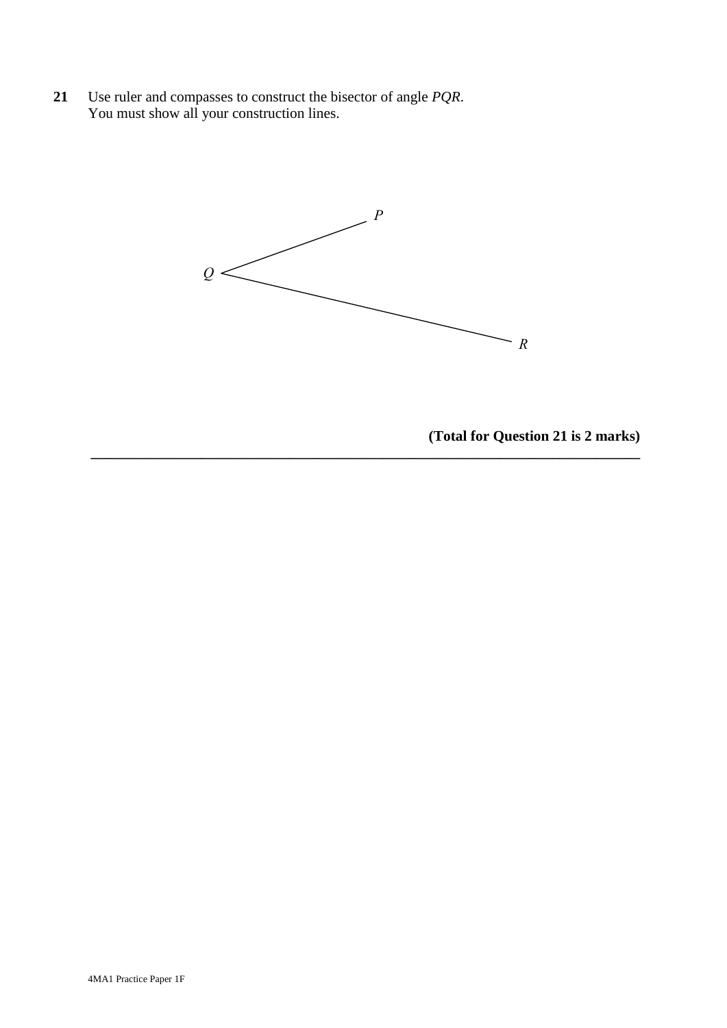**21** Use ruler and compasses to construct the bisector of angle *PQR*.
You must show all your construction lines.

P

Q

R

**(Total for Question 21 is 2 marks)**

---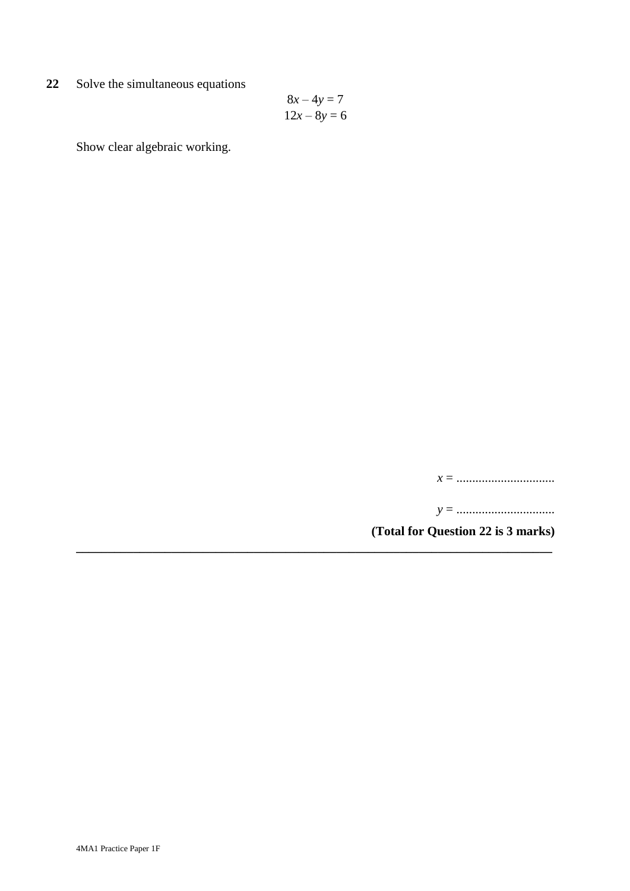**22** Solve the simultaneous equations

$$8x - 4y = 7$$
$$12x - 8y = 6$$

Show clear algebraic working.

$x =$ ...............................

$y =$ ...............................

**(Total for Question 22 is 3 marks)**

---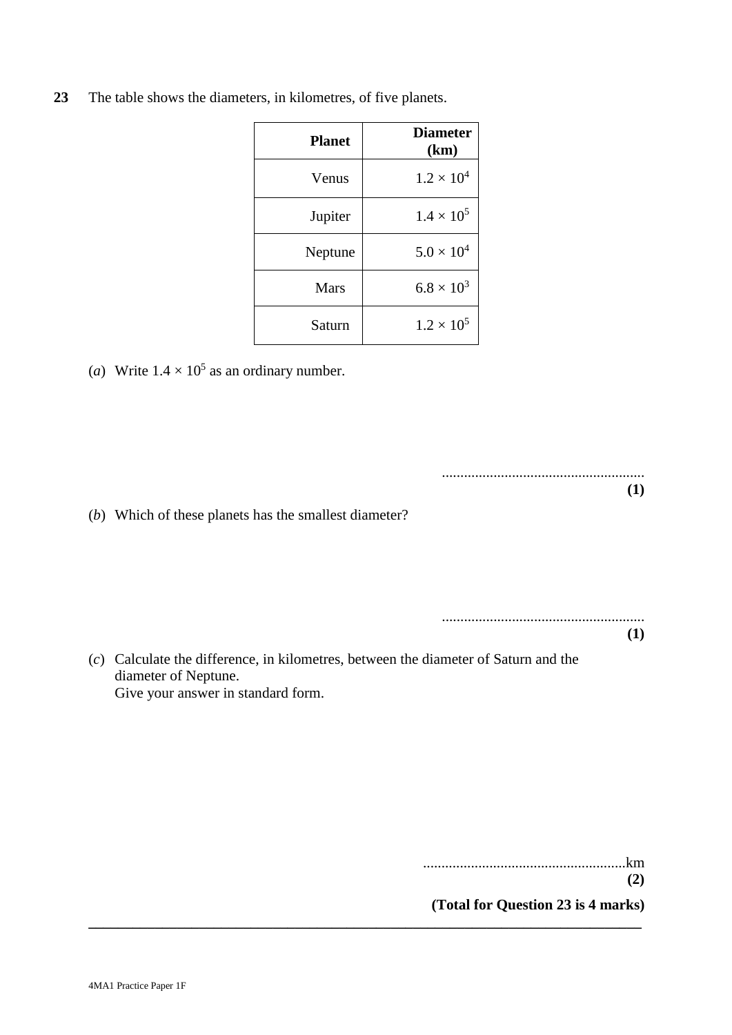**23** The table shows the diameters, in kilometres, of five planets.

| Planet | Diameter (km) |
|---|---|
| Venus | $1.2 \times 10^4$ |
| Jupiter | $1.4 \times 10^5$ |
| Neptune | $5.0 \times 10^4$ |
| Mars | $6.8 \times 10^3$ |
| Saturn | $1.2 \times 10^5$ |

(*a*) Write $1.4 \times 10^5$ as an ordinary number.

......................................................

**(1)**

(*b*) Which of these planets has the smallest diameter?

......................................................

**(1)**

(*c*) Calculate the difference, in kilometres, between the diameter of Saturn and the diameter of Neptune.
Give your answer in standard form.

......................................................km

**(2)**

**(Total for Question 23 is 4 marks)**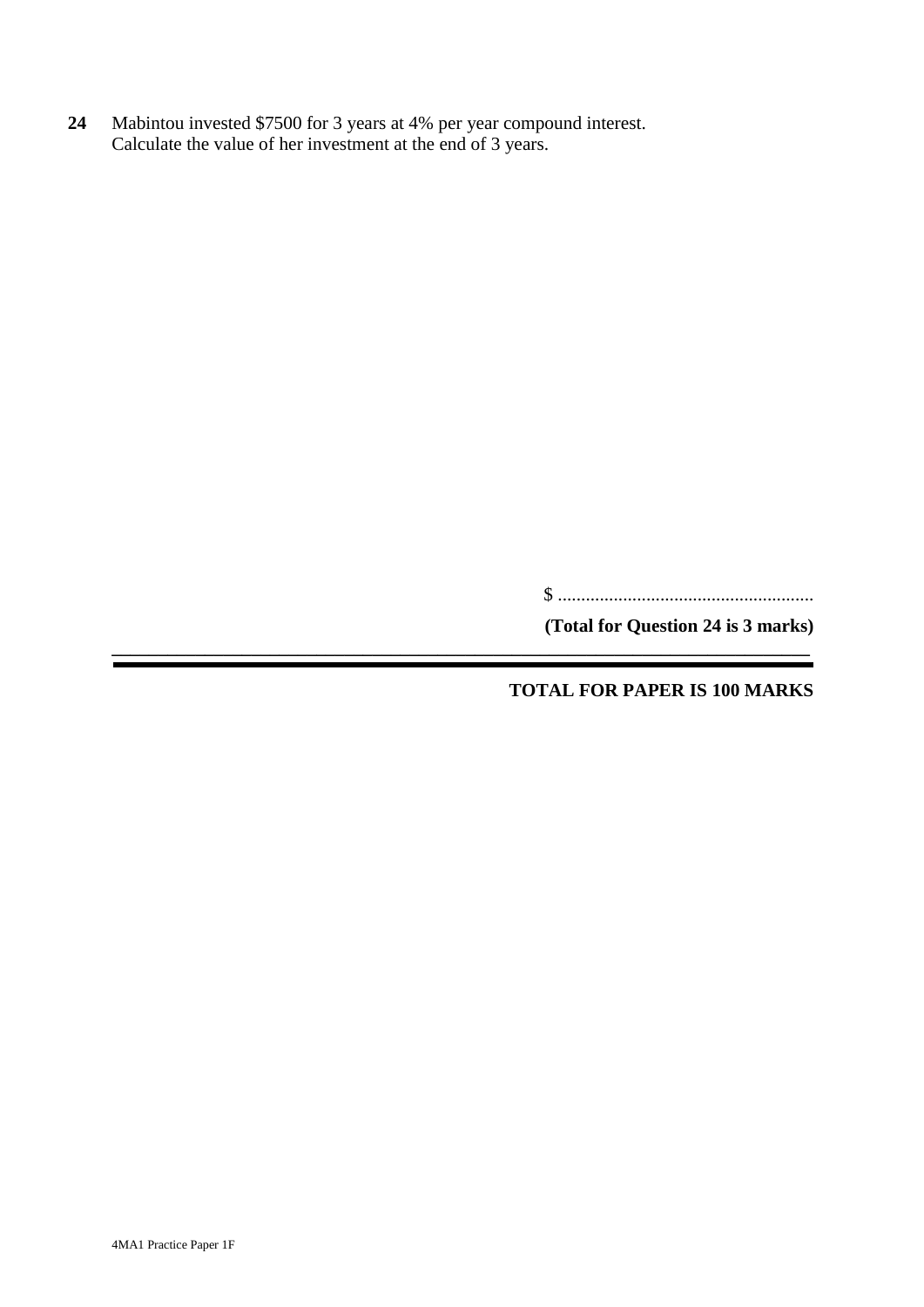**24** Mabintou invested \$7500 for 3 years at 4% per year compound interest.
Calculate the value of her investment at the end of 3 years.

\$ .......................................................

**(Total for Question 24 is 3 marks)**

---

**TOTAL FOR PAPER IS 100 MARKS**